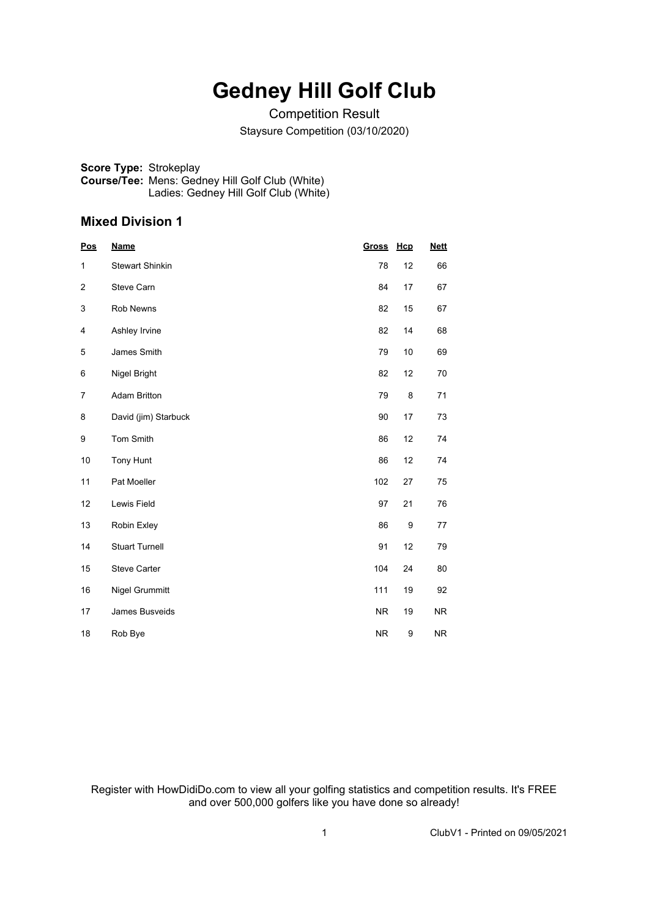# Gedney Hill Golf Club

Competition Result

Staysure Competition (03/10/2020)

**Score Type:** Strokeplay
**Course/Tee:** Mens: Gedney Hill Golf Club (White)
Ladies: Gedney Hill Golf Club (White)

## Mixed Division 1

| Pos | Name | Gross | Hcp | Nett |
|---|---|---|---|---|
| 1 | Stewart Shinkin | 78 | 12 | 66 |
| 2 | Steve Carn | 84 | 17 | 67 |
| 3 | Rob Newns | 82 | 15 | 67 |
| 4 | Ashley Irvine | 82 | 14 | 68 |
| 5 | James Smith | 79 | 10 | 69 |
| 6 | Nigel Bright | 82 | 12 | 70 |
| 7 | Adam Britton | 79 | 8 | 71 |
| 8 | David (jim) Starbuck | 90 | 17 | 73 |
| 9 | Tom Smith | 86 | 12 | 74 |
| 10 | Tony Hunt | 86 | 12 | 74 |
| 11 | Pat Moeller | 102 | 27 | 75 |
| 12 | Lewis Field | 97 | 21 | 76 |
| 13 | Robin Exley | 86 | 9 | 77 |
| 14 | Stuart Turnell | 91 | 12 | 79 |
| 15 | Steve Carter | 104 | 24 | 80 |
| 16 | Nigel Grummitt | 111 | 19 | 92 |
| 17 | James Busveids | NR | 19 | NR |
| 18 | Rob Bye | NR | 9 | NR |

Register with HowDidiDo.com to view all your golfing statistics and competition results. It's FREE and over 500,000 golfers like you have done so already!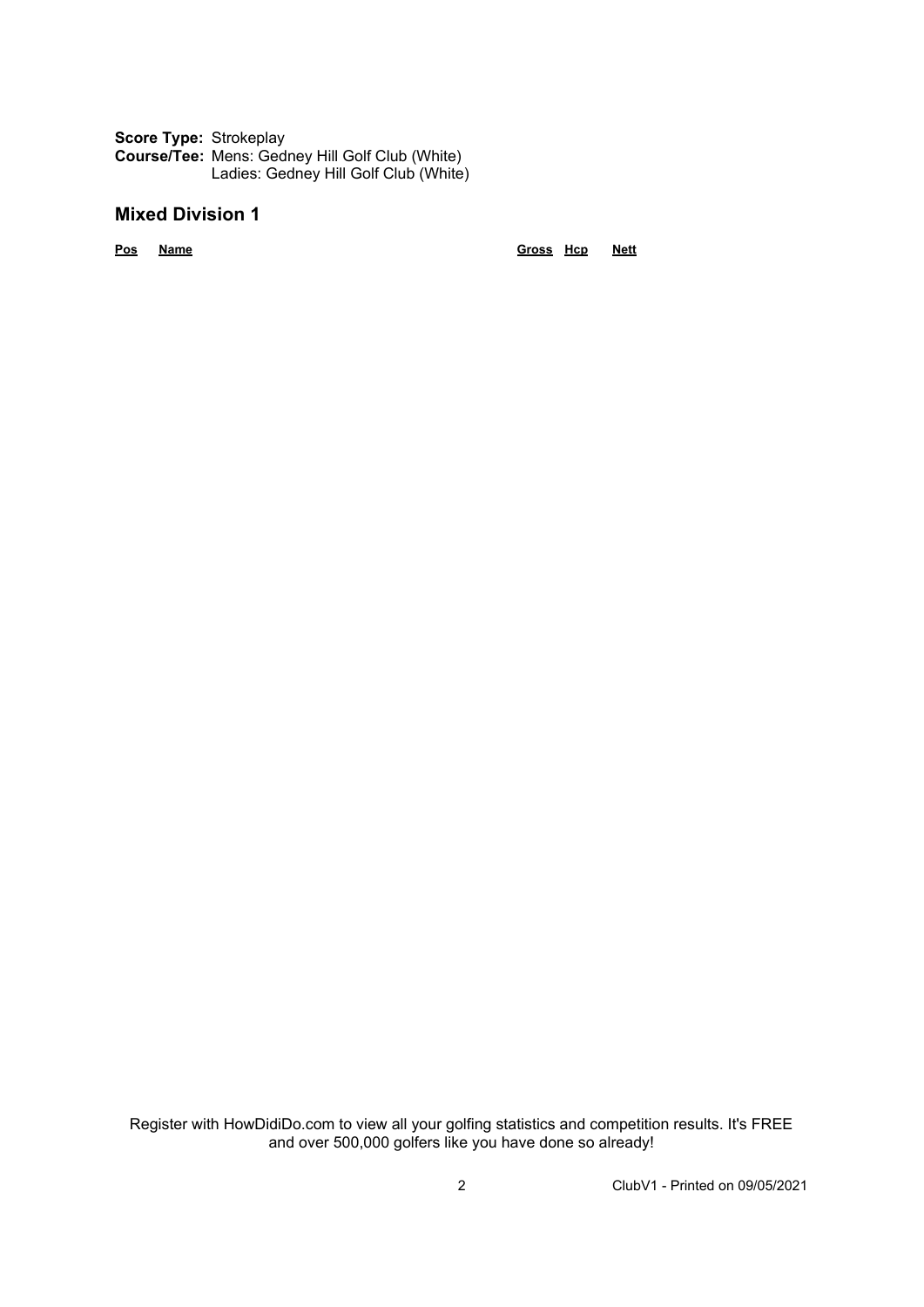**Score Type:** Strokeplay
**Course/Tee:** Mens: Gedney Hill Golf Club (White)
Ladies: Gedney Hill Golf Club (White)

## Mixed Division 1

| Pos | Name | Gross | Hcp | Nett |
|---|---|---|---|---|

Register with HowDidiDo.com to view all your golfing statistics and competition results. It's FREE and over 500,000 golfers like you have done so already!

ClubV1 - Printed on 09/05/2021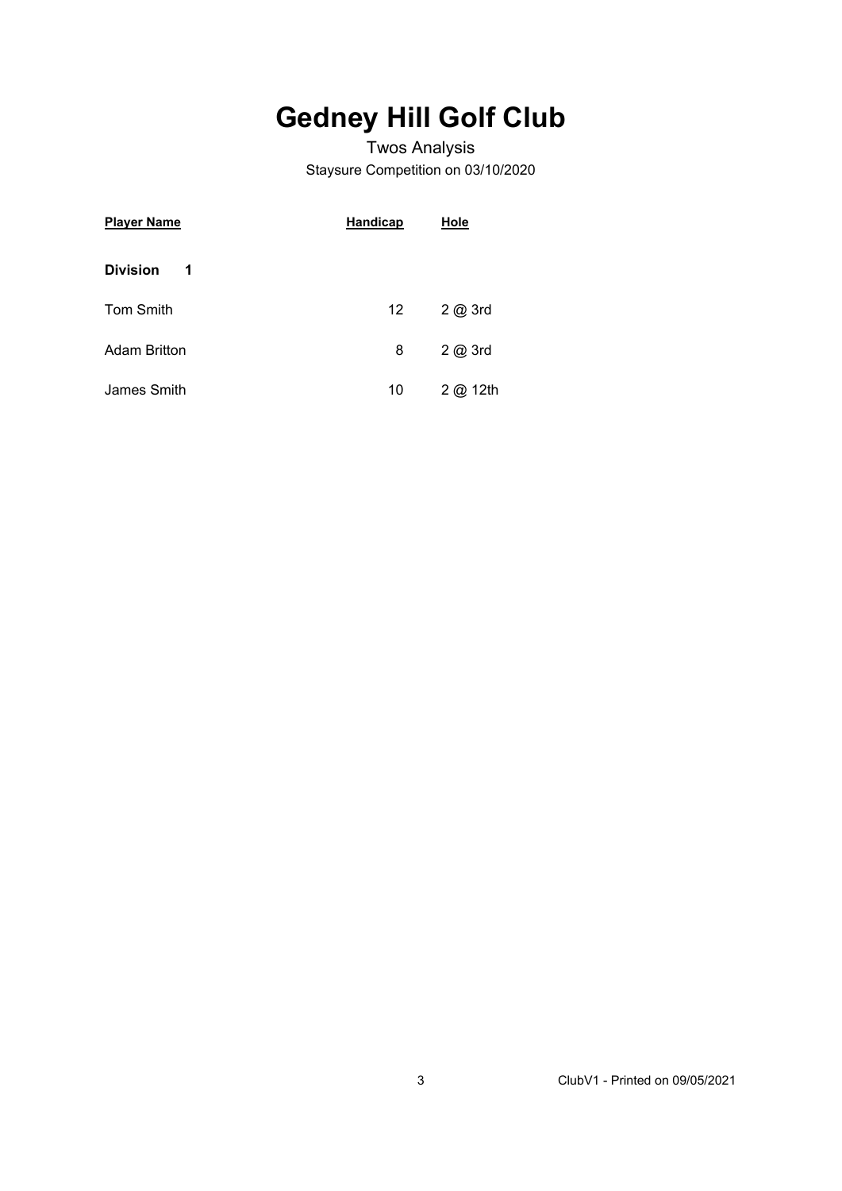# Gedney Hill Golf Club

Twos Analysis

Staysure Competition on 03/10/2020

| Player Name | Handicap | Hole |
| --- | --- | --- |
| **Division 1** | | |
| Tom Smith | 12 | 2 @ 3rd |
| Adam Britton | 8 | 2 @ 3rd |
| James Smith | 10 | 2 @ 12th |

ClubV1 - Printed on 09/05/2021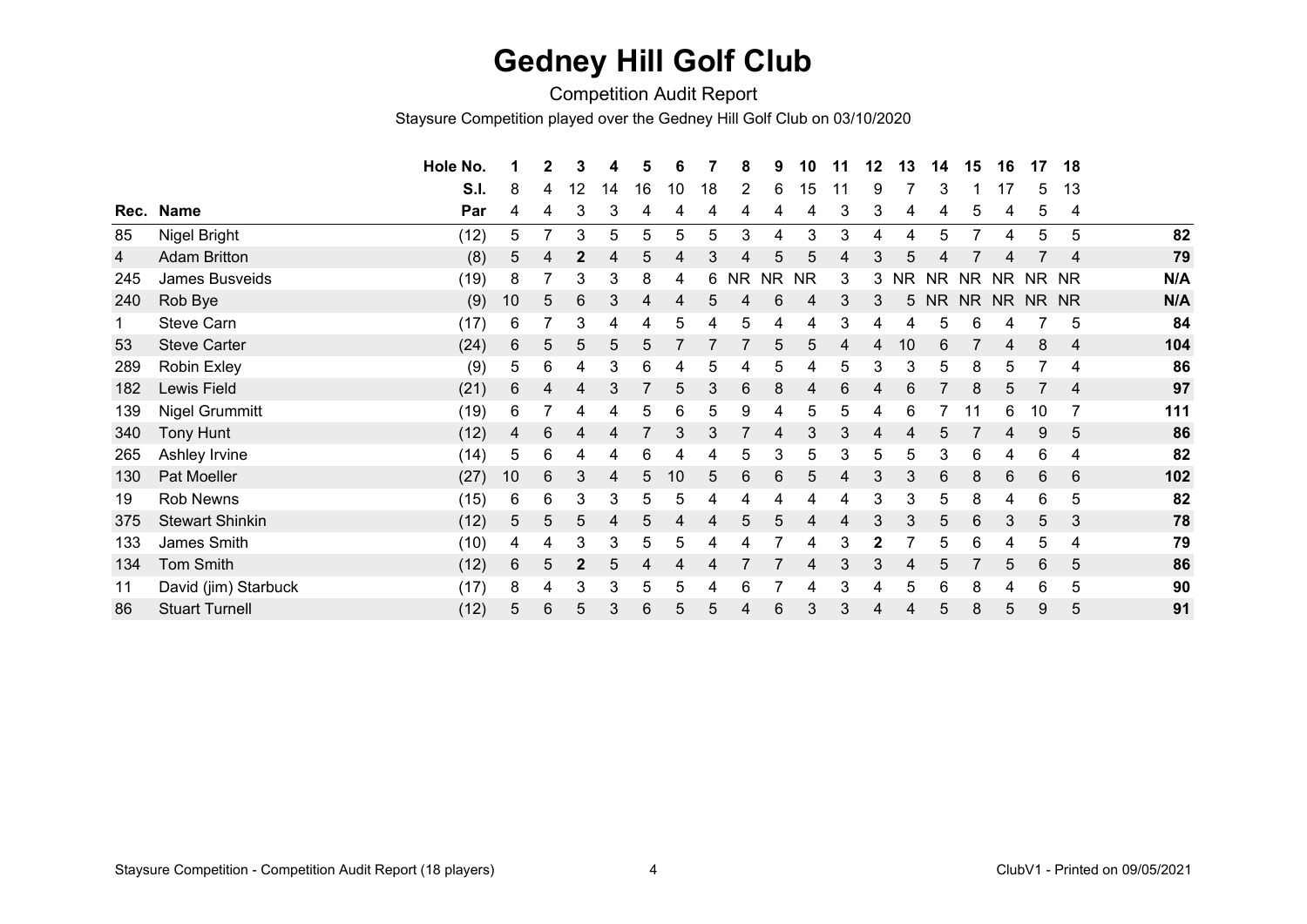# Gedney Hill Golf Club

Competition Audit Report

Staysure Competition played over the Gedney Hill Golf Club on 03/10/2020

| | | Hole No. | 1 | 2 | 3 | 4 | 5 | 6 | 7 | 8 | 9 | 10 | 11 | 12 | 13 | 14 | 15 | 16 | 17 | 18 | |
|---|---|---|---|---|---|---|---|---|---|---|---|---|---|---|---|---|---|---|---|---|---|
| | | S.I. | 8 | 4 | 12 | 14 | 16 | 10 | 18 | 2 | 6 | 15 | 11 | 9 | 7 | 3 | 1 | 17 | 5 | 13 | |
| Rec. | Name | Par | 4 | 4 | 3 | 3 | 4 | 4 | 4 | 4 | 4 | 4 | 3 | 3 | 4 | 4 | 5 | 4 | 5 | 4 | |
| 85 | Nigel Bright | (12) | 5 | 7 | 3 | 5 | 5 | 5 | 5 | 3 | 4 | 3 | 3 | 4 | 4 | 5 | 7 | 4 | 5 | 5 | **82** |
| 4 | Adam Britton | (8) | 5 | 4 | **2** | 4 | 5 | 4 | 3 | 4 | 5 | 5 | 4 | 3 | 5 | 4 | 7 | 4 | 7 | 4 | **79** |
| 245 | James Busveids | (19) | 8 | 7 | 3 | 3 | 8 | 4 | 6 | NR | NR | NR | 3 | 3 | NR | NR | NR | NR | NR | NR | **N/A** |
| 240 | Rob Bye | (9) | 10 | 5 | 6 | 3 | 4 | 4 | 5 | 4 | 6 | 4 | 3 | 3 | 5 | NR | NR | NR | NR | NR | **N/A** |
| 1 | Steve Carn | (17) | 6 | 7 | 3 | 4 | 4 | 5 | 4 | 5 | 4 | 4 | 3 | 4 | 4 | 5 | 6 | 4 | 7 | 5 | **84** |
| 53 | Steve Carter | (24) | 6 | 5 | 5 | 5 | 5 | 7 | 7 | 7 | 5 | 5 | 4 | 4 | 10 | 6 | 7 | 4 | 8 | 4 | **104** |
| 289 | Robin Exley | (9) | 5 | 6 | 4 | 3 | 6 | 4 | 5 | 4 | 5 | 4 | 5 | 3 | 3 | 5 | 8 | 5 | 7 | 4 | **86** |
| 182 | Lewis Field | (21) | 6 | 4 | 4 | 3 | 7 | 5 | 3 | 6 | 8 | 4 | 6 | 4 | 6 | 7 | 8 | 5 | 7 | 4 | **97** |
| 139 | Nigel Grummitt | (19) | 6 | 7 | 4 | 4 | 5 | 6 | 5 | 9 | 4 | 5 | 5 | 4 | 6 | 7 | 11 | 6 | 10 | 7 | **111** |
| 340 | Tony Hunt | (12) | 4 | 6 | 4 | 4 | 7 | 3 | 3 | 7 | 4 | 3 | 3 | 4 | 4 | 5 | 7 | 4 | 9 | 5 | **86** |
| 265 | Ashley Irvine | (14) | 5 | 6 | 4 | 4 | 6 | 4 | 4 | 5 | 3 | 5 | 3 | 5 | 5 | 3 | 6 | 4 | 6 | 4 | **82** |
| 130 | Pat Moeller | (27) | 10 | 6 | 3 | 4 | 5 | 10 | 5 | 6 | 6 | 5 | 4 | 3 | 3 | 6 | 8 | 6 | 6 | 6 | **102** |
| 19 | Rob Newns | (15) | 6 | 6 | 3 | 3 | 5 | 5 | 4 | 4 | 4 | 4 | 4 | 3 | 3 | 5 | 8 | 4 | 6 | 5 | **82** |
| 375 | Stewart Shinkin | (12) | 5 | 5 | 5 | 4 | 5 | 4 | 4 | 5 | 5 | 4 | 4 | 3 | 3 | 5 | 6 | 3 | 5 | 3 | **78** |
| 133 | James Smith | (10) | 4 | 4 | 3 | 3 | 5 | 5 | 4 | 4 | 7 | 4 | 3 | **2** | 7 | 5 | 6 | 4 | 5 | 4 | **79** |
| 134 | Tom Smith | (12) | 6 | 5 | **2** | 5 | 4 | 4 | 4 | 7 | 7 | 4 | 3 | 3 | 4 | 5 | 7 | 5 | 6 | 5 | **86** |
| 11 | David (jim) Starbuck | (17) | 8 | 4 | 3 | 3 | 5 | 5 | 4 | 6 | 7 | 4 | 3 | 4 | 5 | 6 | 8 | 4 | 6 | 5 | **90** |
| 86 | Stuart Turnell | (12) | 5 | 6 | 5 | 3 | 6 | 5 | 5 | 4 | 6 | 3 | 3 | 4 | 4 | 5 | 8 | 5 | 9 | 5 | **91** |

Staysure Competition - Competition Audit Report (18 players)

ClubV1 - Printed on 09/05/2021